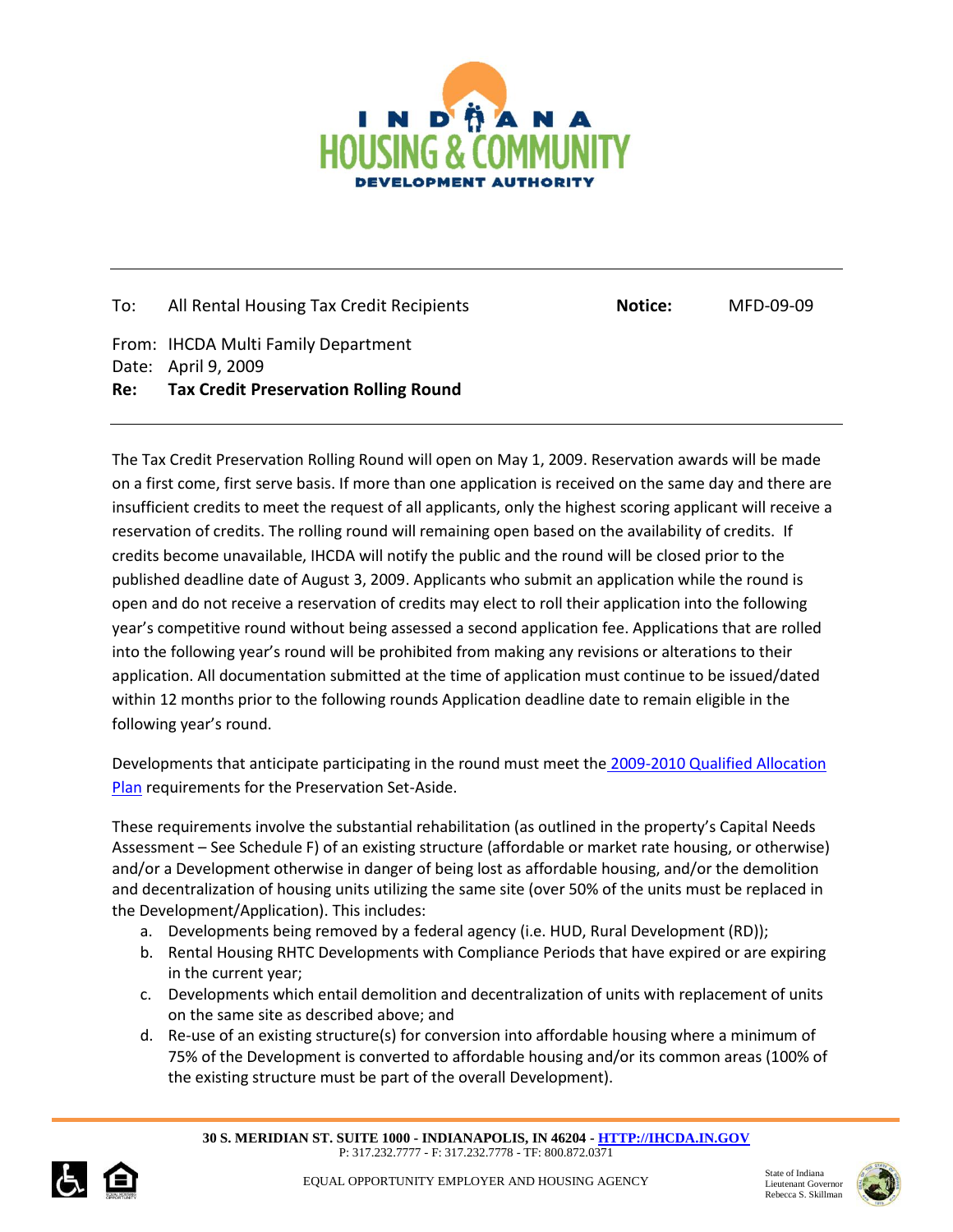# INDIANA HOUSING & COMMUNITY DEVELOPMENT AUTHORITY

---

| | | | |
|---|---|---|---|
| To: | All Rental Housing Tax Credit Recipients | **Notice:** | MFD-09-09 |
| From: | IHCDA Multi Family Department | | |
| Date: | April 9, 2009 | | |
| **Re:** | **Tax Credit Preservation Rolling Round** | | |

---

The Tax Credit Preservation Rolling Round will open on May 1, 2009. Reservation awards will be made on a first come, first serve basis. If more than one application is received on the same day and there are insufficient credits to meet the request of all applicants, only the highest scoring applicant will receive a reservation of credits. The rolling round will remaining open based on the availability of credits. If credits become unavailable, IHCDA will notify the public and the round will be closed prior to the published deadline date of August 3, 2009. Applicants who submit an application while the round is open and do not receive a reservation of credits may elect to roll their application into the following year's competitive round without being assessed a second application fee. Applications that are rolled into the following year's round will be prohibited from making any revisions or alterations to their application. All documentation submitted at the time of application must continue to be issued/dated within 12 months prior to the following rounds Application deadline date to remain eligible in the following year's round.

Developments that anticipate participating in the round must meet the 2009-2010 Qualified Allocation Plan requirements for the Preservation Set-Aside.

These requirements involve the substantial rehabilitation (as outlined in the property's Capital Needs Assessment – See Schedule F) of an existing structure (affordable or market rate housing, or otherwise) and/or a Development otherwise in danger of being lost as affordable housing, and/or the demolition and decentralization of housing units utilizing the same site (over 50% of the units must be replaced in the Development/Application). This includes:

a. Developments being removed by a federal agency (i.e. HUD, Rural Development (RD));
b. Rental Housing RHTC Developments with Compliance Periods that have expired or are expiring in the current year;
c. Developments which entail demolition and decentralization of units with replacement of units on the same site as described above; and
d. Re-use of an existing structure(s) for conversion into affordable housing where a minimum of 75% of the Development is converted to affordable housing and/or its common areas (100% of the existing structure must be part of the overall Development).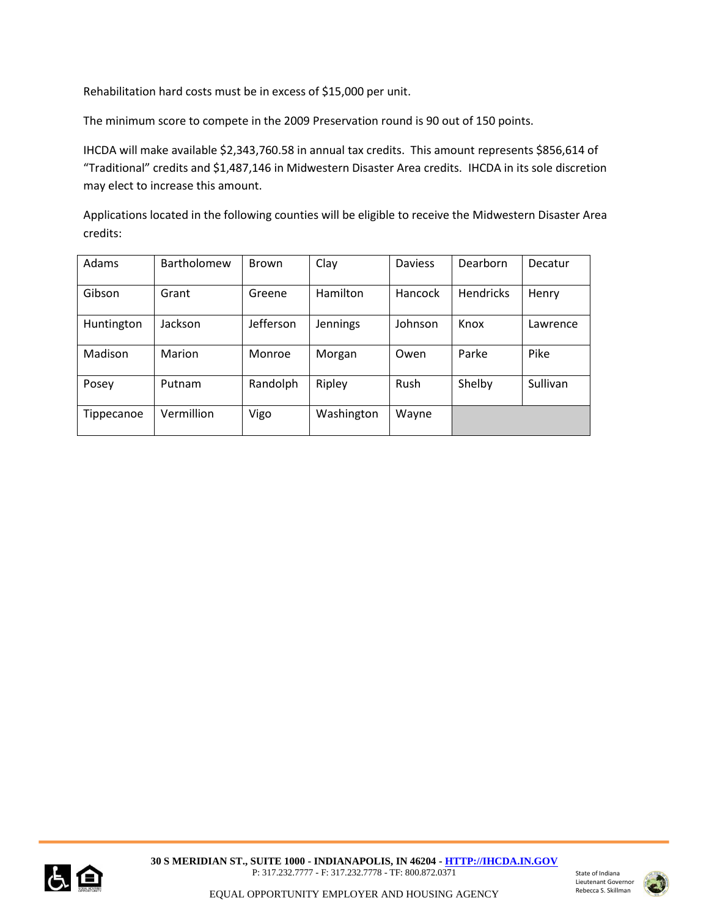Rehabilitation hard costs must be in excess of $15,000 per unit.

The minimum score to compete in the 2009 Preservation round is 90 out of 150 points.

IHCDA will make available $2,343,760.58 in annual tax credits. This amount represents $856,614 of "Traditional" credits and $1,487,146 in Midwestern Disaster Area credits. IHCDA in its sole discretion may elect to increase this amount.

Applications located in the following counties will be eligible to receive the Midwestern Disaster Area credits:

| | | | | | | |
|---|---|---|---|---|---|---|
| Adams | Bartholomew | Brown | Clay | Daviess | Dearborn | Decatur |
| Gibson | Grant | Greene | Hamilton | Hancock | Hendricks | Henry |
| Huntington | Jackson | Jefferson | Jennings | Johnson | Knox | Lawrence |
| Madison | Marion | Monroe | Morgan | Owen | Parke | Pike |
| Posey | Putnam | Randolph | Ripley | Rush | Shelby | Sullivan |
| Tippecanoe | Vermillion | Vigo | Washington | Wayne | | |

**30 S MERIDIAN ST., SUITE 1000 - INDIANAPOLIS, IN 46204 - HTTP://IHCDA.IN.GOV**
P: 317.232.7777 - F: 317.232.7778 - TF: 800.872.0371

EQUAL OPPORTUNITY EMPLOYER AND HOUSING AGENCY

State of Indiana
Lieutenant Governor
Rebecca S. Skillman